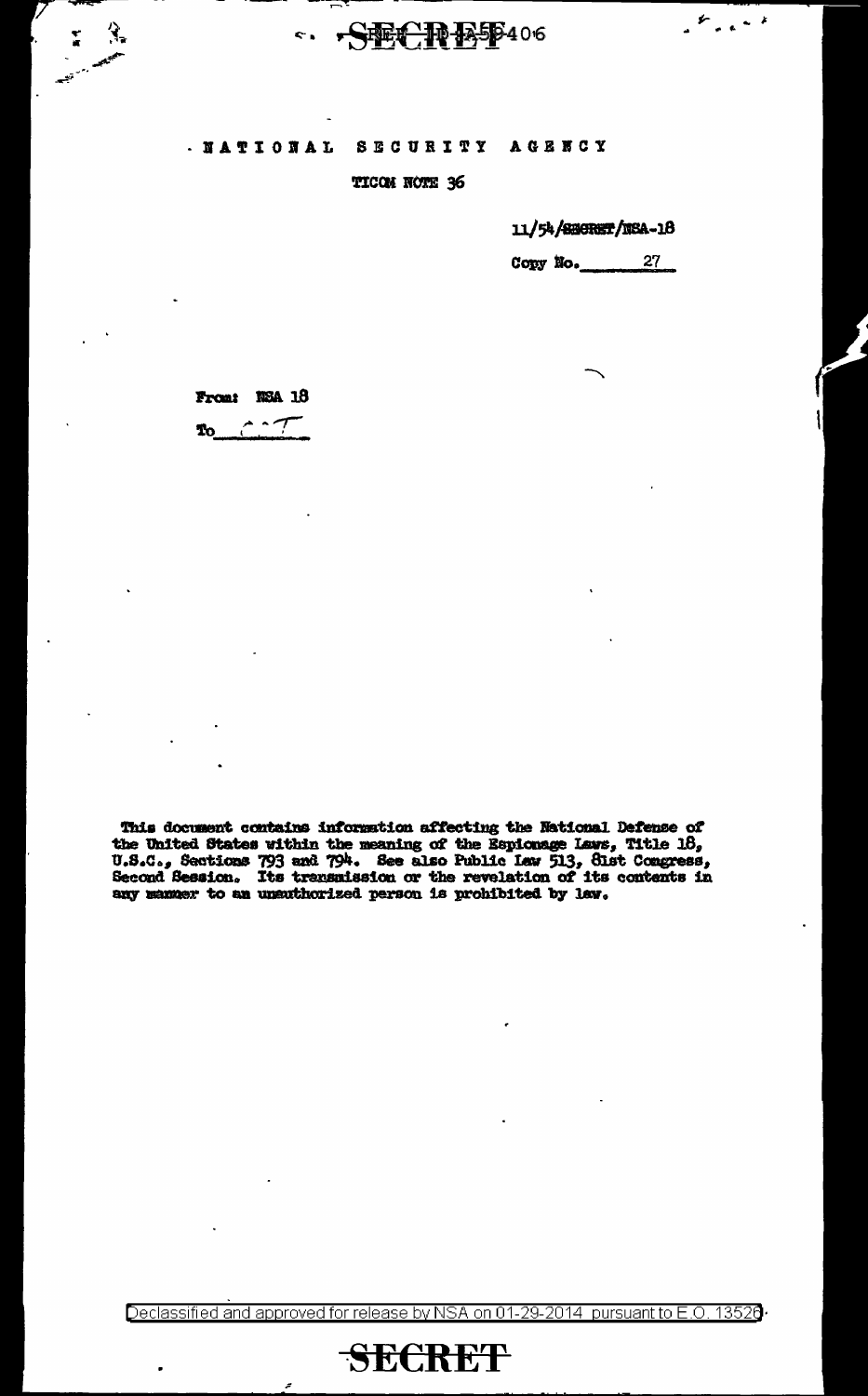# SECRET

## NATIONAL SECURITY AGENCY

TICOM NOTE 36

11/54/SECRET/NSA-18

Copy No. 27

From: NSA 18

To: CCT

This document contains information affecting the National Defense of the United States within the meaning of the Espionage Laws, Title 18, U.S.C., Sections 793 and 794. See also Public Law 513, 81st Congress, Second Session. Its transmission or the revelation of its contents in any manner to an unauthorized person is prohibited by law.

Declassified and approved for release by NSA on 01-29-2014 pursuant to E.O. 13526

SECRET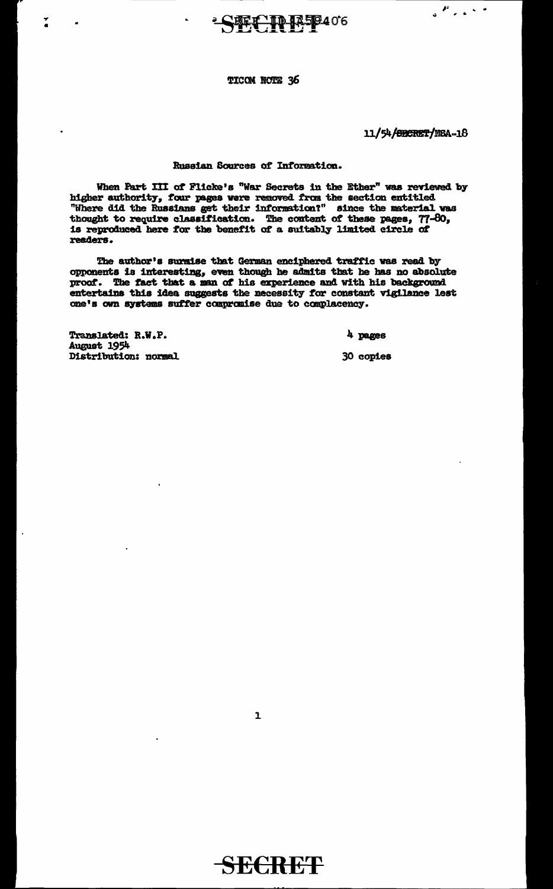SECRET

TICOM NOTE 36

11/54/SECRET/NSA-18

Russian Sources of Information.

When Part III of Flicke's "War Secrets in the Ether" was reviewed by higher authority, four pages were removed from the section entitled "Where did the Russians get their information?" since the material was thought to require classification. The content of these pages, 77-80, is reproduced here for the benefit of a suitably limited circle of readers.

The author's surmise that German enciphered traffic was read by opponents is interesting, even though he admits that he has no absolute proof. The fact that a man of his experience and with his background entertains this idea suggests the necessity for constant vigilance lest one's own systems suffer compromise due to complacency.

Translated: R.W.P.
August 1954
Distribution: normal

4 pages

30 copies

SECRET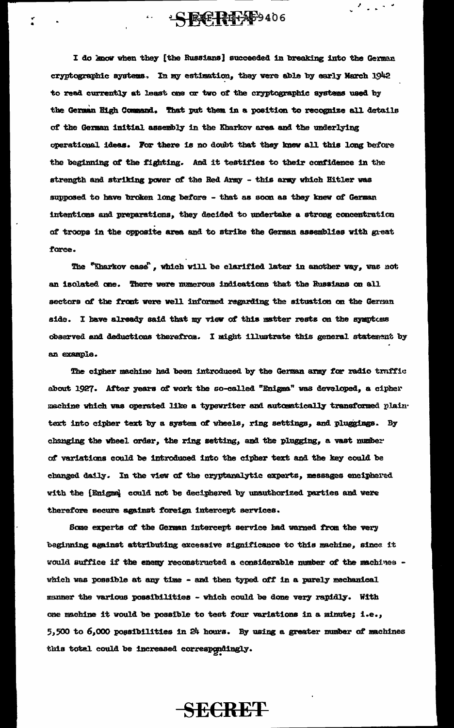I do know when they [the Russians] succeeded in breaking into the German cryptographic systems. In my estimation, they were able by early March 1942 to read currently at least one or two of the cryptographic systems used by the German High Command. That put them in a position to recognize all details of the German initial assembly in the Kharkov area and the underlying operational ideas. For there is no doubt that they knew all this long before the beginning of the fighting. And it testifies to their confidence in the strength and striking power of the Red Army - this army which Hitler was supposed to have broken long before - that as soon as they knew of German intentions and preparations, they decided to undertake a strong concentration of troops in the opposite area and to strike the German assemblies with great force.

The "Kharkov case", which will be clarified later in another way, was not an isolated one. There were numerous indications that the Russians on all sectors of the front were well informed regarding the situation on the German side. I have already said that my view of this matter rests on the symptoms observed and deductions therefrom. I might illustrate this general statement by an example.

The cipher machine had been introduced by the German army for radio traffic about 1927. After years of work the so-called "Enigma" was developed, a cipher machine which was operated like a typewriter and automatically transformed plain text into cipher text by a system of wheels, ring settings, and pluggings. By changing the wheel order, the ring setting, and the plugging, a vast number of variations could be introduced into the cipher text and the key could be changed daily. In the view of the cryptanalytic experts, messages enciphered with the [Enigma] could not be deciphered by unauthorized parties and were therefore secure against foreign intercept services.

Some experts of the German intercept service had warned from the very beginning against attributing excessive significance to this machine, since it would suffice if the enemy reconstructed a considerable number of the machines - which was possible at any time - and then typed off in a purely mechanical manner the various possibilities - which could be done very rapidly. With one machine it would be possible to test four variations in a minute; i.e., 5,500 to 6,000 possibilities in 24 hours. By using a greater number of machines this total could be increased correspondingly.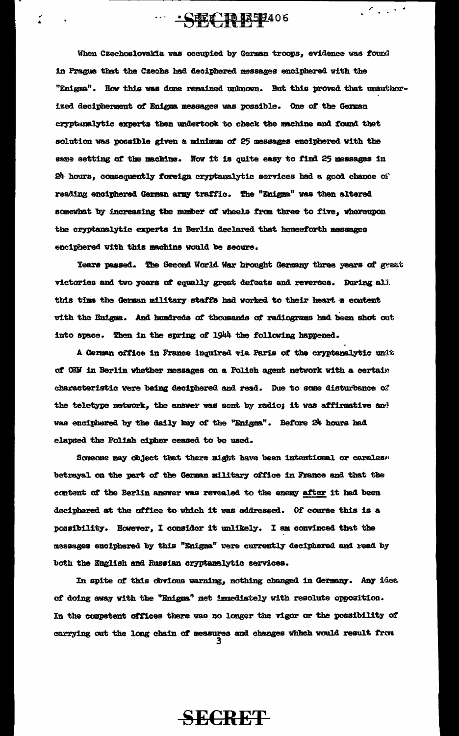When Czechoslovakia was occupied by German troops, evidence was found in Prague that the Czechs had deciphered messages enciphered with the "Enigma". How this was done remained unknown. But this proved that unauthorized decipherment of Enigma messages was possible. One of the German cryptanalytic experts then undertook to check the machine and found that solution was possible given a minimum of 25 messages enciphered with the same setting of the machine. Now it is quite easy to find 25 messages in 24 hours, consequently foreign cryptanalytic services had a good chance of reading enciphered German army traffic. The "Enigma" was then altered somewhat by increasing the number of wheels from three to five, whereupon the cryptanalytic experts in Berlin declared that henceforth messages enciphered with this machine would be secure.

Years passed. The Second World War brought Germany three years of great victories and two years of equally great defeats and reverses. During all this time the German military staffs had worked to their heart's content with the Enigma. And hundreds of thousands of radiograms had been shot out into space. Then in the spring of 1944 the following happened.

A German office in France inquired via Paris of the cryptanalytic unit of OKW in Berlin whether messages on a Polish agent network with a certain characteristic were being deciphered and read. Due to some disturbance of the teletype network, the answer was sent by radio; it was affirmative and was enciphered by the daily key of the "Enigma". Before 24 hours had elapsed the Polish cipher ceased to be used.

Someone may object that there might have been intentional or careless betrayal on the part of the German military office in France and that the content of the Berlin answer was revealed to the enemy <u>after</u> it had been deciphered at the office to which it was addressed. Of course this is a possibility. However, I consider it unlikely. I am convinced that the messages enciphered by this "Enigma" were currently deciphered and read by both the English and Russian cryptanalytic services.

In spite of this obvious warning, nothing changed in Germany. Any idea of doing away with the "Enigma" met immediately with resolute opposition. In the competent offices there was no longer the vigor or the possibility of carrying out the long chain of measures and changes which would result from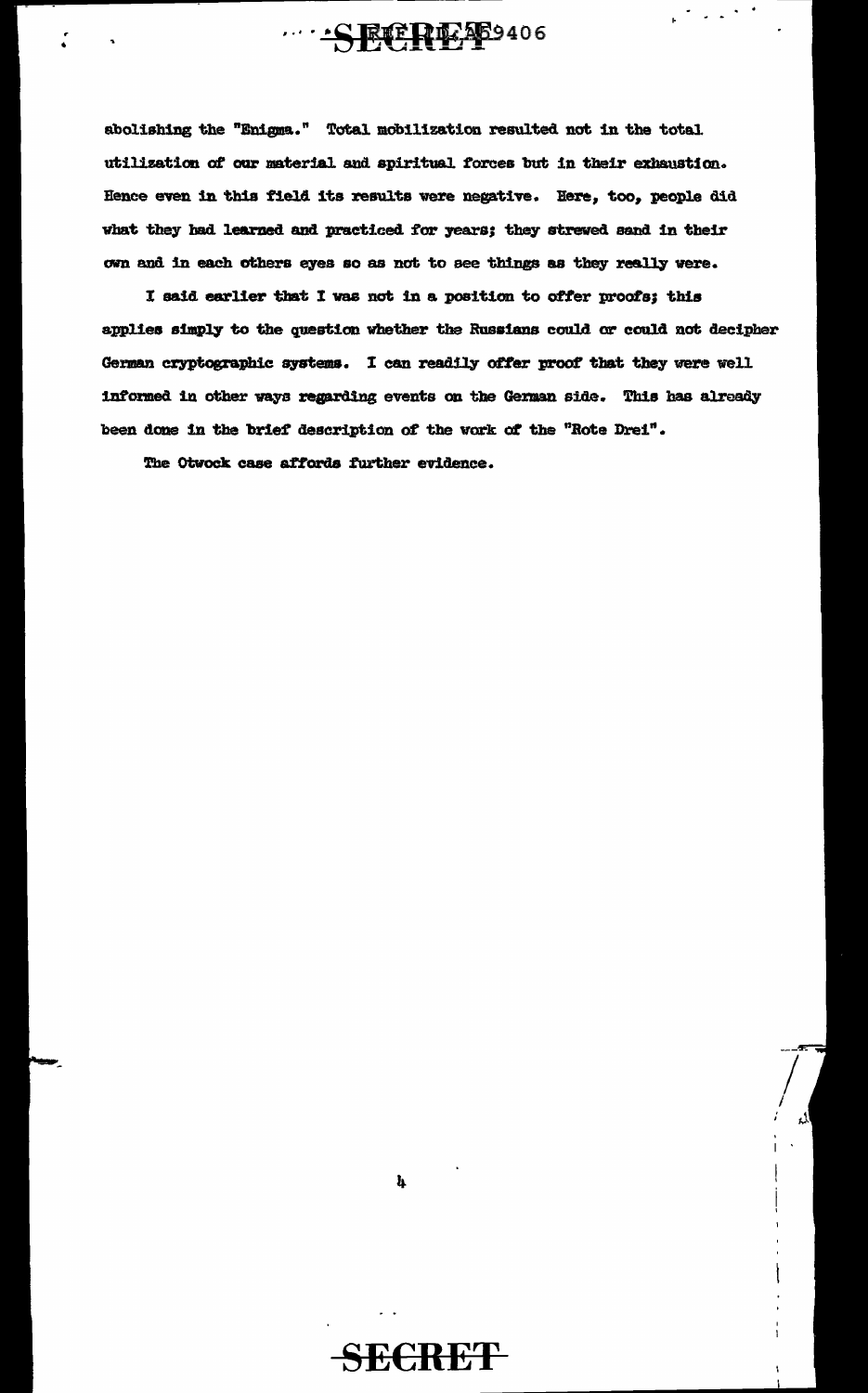abolishing the "Enigma." Total mobilization resulted not in the total utilization of our material and spiritual forces but in their exhaustion. Hence even in this field its results were negative. Here, too, people did what they had learned and practiced for years; they strewed sand in their own and in each others eyes so as not to see things as they really were.

I said earlier that I was not in a position to offer proofs; this applies simply to the question whether the Russians could or could not decipher German cryptographic systems. I can readily offer proof that they were well informed in other ways regarding events on the German side. This has already been done in the brief description of the work of the "Rote Drei".

The Otwock case affords further evidence.